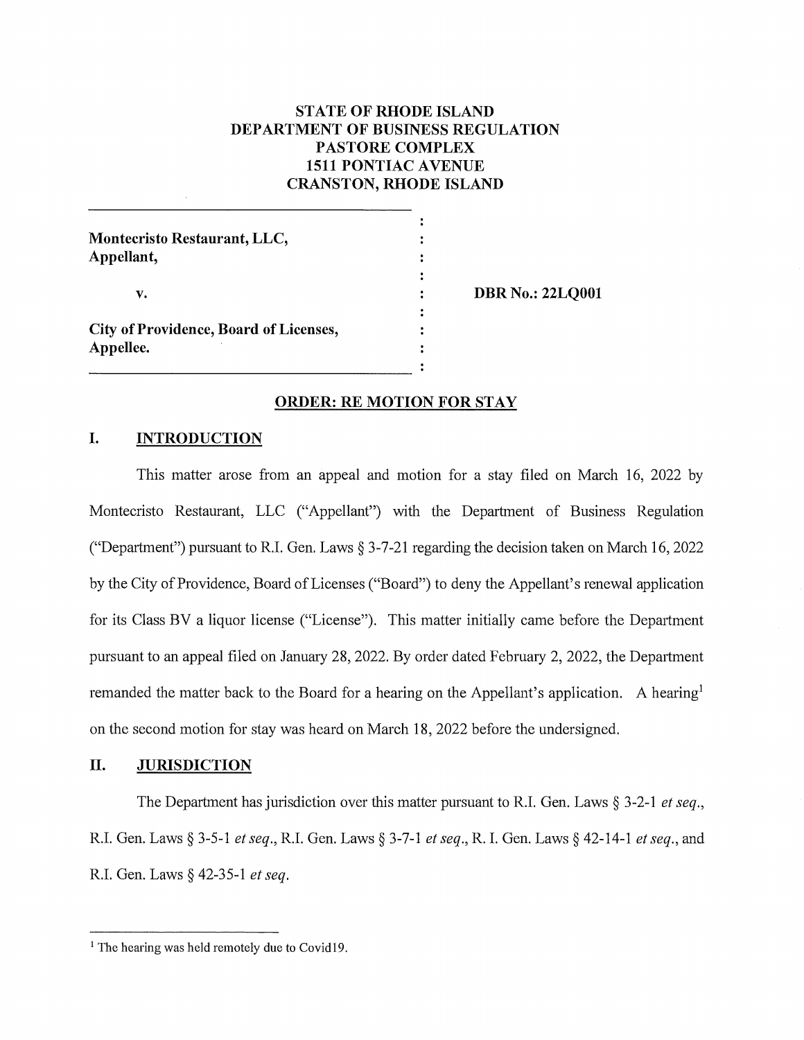**STATE OF RHODE ISLAND**
**DEPARTMENT OF BUSINESS REGULATION**
**PASTORE COMPLEX**
**1511 PONTIAC AVENUE**
**CRANSTON, RHODE ISLAND**

| | |
|---|---|
| **Montecristo Restaurant, LLC,** **Appellant,** | |
| **v.** | **DBR No.: 22LQ001** |
| **City of Providence, Board of Licenses,** **Appellee.** | |

## ORDER: RE MOTION FOR STAY

## I. INTRODUCTION

This matter arose from an appeal and motion for a stay filed on March 16, 2022 by Montecristo Restaurant, LLC ("Appellant") with the Department of Business Regulation ("Department") pursuant to R.I. Gen. Laws § 3-7-21 regarding the decision taken on March 16, 2022 by the City of Providence, Board of Licenses ("Board") to deny the Appellant's renewal application for its Class BV a liquor license ("License"). This matter initially came before the Department pursuant to an appeal filed on January 28, 2022. By order dated February 2, 2022, the Department remanded the matter back to the Board for a hearing on the Appellant's application. A hearing[1] on the second motion for stay was heard on March 18, 2022 before the undersigned.

## II. JURISDICTION

The Department has jurisdiction over this matter pursuant to R.I. Gen. Laws § 3-2-1 *et seq.*, R.I. Gen. Laws § 3-5-1 *et seq.*, R.I. Gen. Laws § 3-7-1 *et seq.*, R. I. Gen. Laws § 42-14-1 *et seq.*, and R.I. Gen. Laws § 42-35-1 *et seq.*

[1] The hearing was held remotely due to Covid19.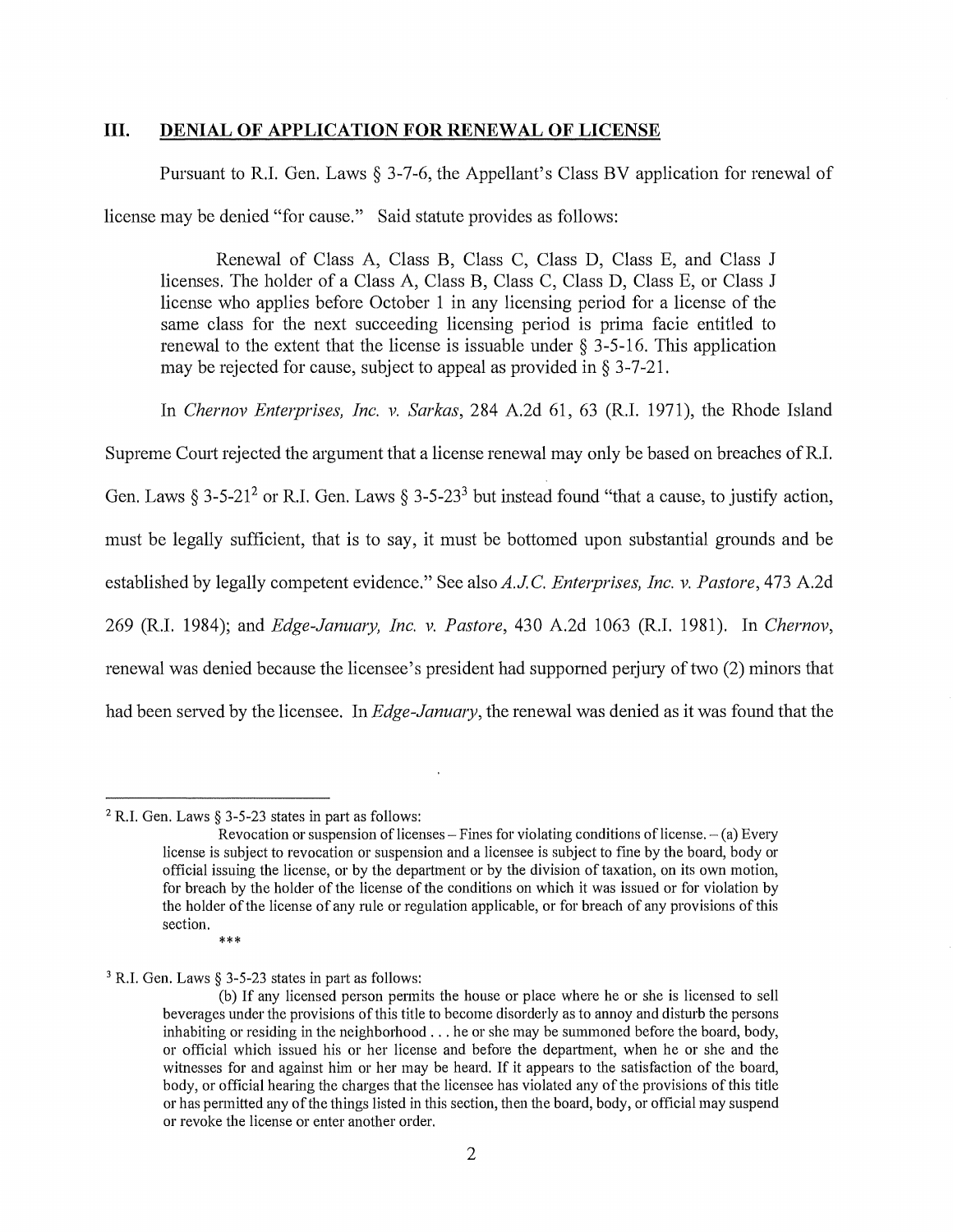## III. DENIAL OF APPLICATION FOR RENEWAL OF LICENSE

Pursuant to R.I. Gen. Laws § 3-7-6, the Appellant's Class BV application for renewal of license may be denied "for cause." Said statute provides as follows:

> Renewal of Class A, Class B, Class C, Class D, Class E, and Class J licenses. The holder of a Class A, Class B, Class C, Class D, Class E, or Class J license who applies before October 1 in any licensing period for a license of the same class for the next succeeding licensing period is prima facie entitled to renewal to the extent that the license is issuable under § 3-5-16. This application may be rejected for cause, subject to appeal as provided in § 3-7-21.

In *Chernov Enterprises, Inc. v. Sarkas*, 284 A.2d 61, 63 (R.I. 1971), the Rhode Island Supreme Court rejected the argument that a license renewal may only be based on breaches of R.I. Gen. Laws § 3-5-21[2] or R.I. Gen. Laws § 3-5-23[3] but instead found "that a cause, to justify action, must be legally sufficient, that is to say, it must be bottomed upon substantial grounds and be established by legally competent evidence." See also *A.J.C. Enterprises, Inc. v. Pastore*, 473 A.2d 269 (R.I. 1984); and *Edge-January, Inc. v. Pastore*, 430 A.2d 1063 (R.I. 1981). In *Chernov*, renewal was denied because the licensee's president had supporned perjury of two (2) minors that had been served by the licensee. In *Edge-January*, the renewal was denied as it was found that the

---

[2] R.I. Gen. Laws § 3-5-23 states in part as follows:

> Revocation or suspension of licenses – Fines for violating conditions of license. – (a) Every license is subject to revocation or suspension and a licensee is subject to fine by the board, body or official issuing the license, or by the department or by the division of taxation, on its own motion, for breach by the holder of the license of the conditions on which it was issued or for violation by the holder of the license of any rule or regulation applicable, or for breach of any provisions of this section.
>
> ***

[3] R.I. Gen. Laws § 3-5-23 states in part as follows:

> (b) If any licensed person permits the house or place where he or she is licensed to sell beverages under the provisions of this title to become disorderly as to annoy and disturb the persons inhabiting or residing in the neighborhood . . . he or she may be summoned before the board, body, or official which issued his or her license and before the department, when he or she and the witnesses for and against him or her may be heard. If it appears to the satisfaction of the board, body, or official hearing the charges that the licensee has violated any of the provisions of this title or has permitted any of the things listed in this section, then the board, body, or official may suspend or revoke the license or enter another order.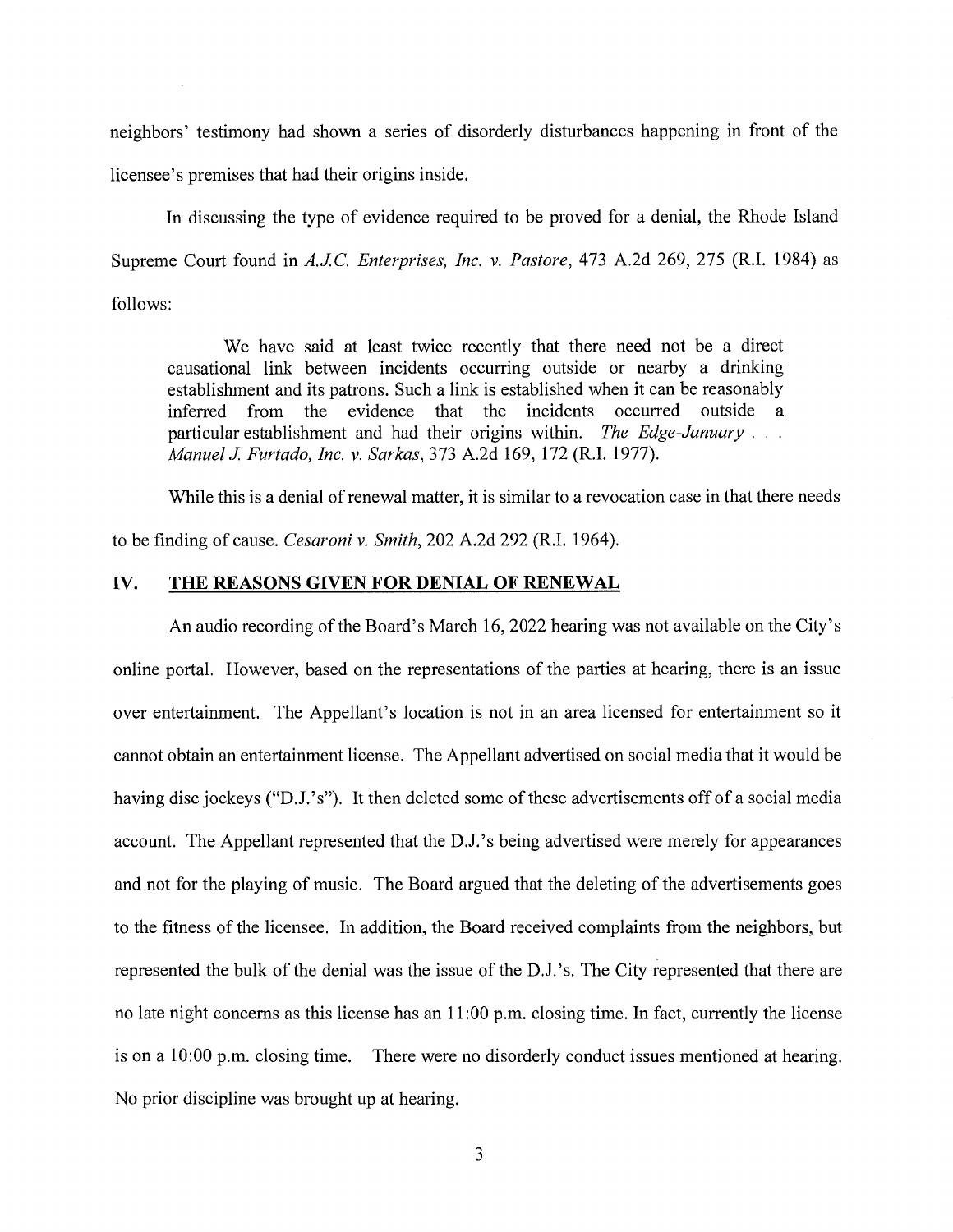neighbors' testimony had shown a series of disorderly disturbances happening in front of the licensee's premises that had their origins inside.

In discussing the type of evidence required to be proved for a denial, the Rhode Island Supreme Court found in *A.J.C. Enterprises, Inc. v. Pastore*, 473 A.2d 269, 275 (R.I. 1984) as follows:

> We have said at least twice recently that there need not be a direct causational link between incidents occurring outside or nearby a drinking establishment and its patrons. Such a link is established when it can be reasonably inferred from the evidence that the incidents occurred outside a particular establishment and had their origins within. *The Edge-January . . . Manuel J. Furtado, Inc. v. Sarkas*, 373 A.2d 169, 172 (R.I. 1977).

While this is a denial of renewal matter, it is similar to a revocation case in that there needs to be finding of cause. *Cesaroni v. Smith*, 202 A.2d 292 (R.I. 1964).

## IV. THE REASONS GIVEN FOR DENIAL OF RENEWAL

An audio recording of the Board's March 16, 2022 hearing was not available on the City's online portal. However, based on the representations of the parties at hearing, there is an issue over entertainment. The Appellant's location is not in an area licensed for entertainment so it cannot obtain an entertainment license. The Appellant advertised on social media that it would be having disc jockeys ("D.J.'s"). It then deleted some of these advertisements off of a social media account. The Appellant represented that the D.J.'s being advertised were merely for appearances and not for the playing of music. The Board argued that the deleting of the advertisements goes to the fitness of the licensee. In addition, the Board received complaints from the neighbors, but represented the bulk of the denial was the issue of the D.J.'s. The City represented that there are no late night concerns as this license has an 11:00 p.m. closing time. In fact, currently the license is on a 10:00 p.m. closing time. There were no disorderly conduct issues mentioned at hearing. No prior discipline was brought up at hearing.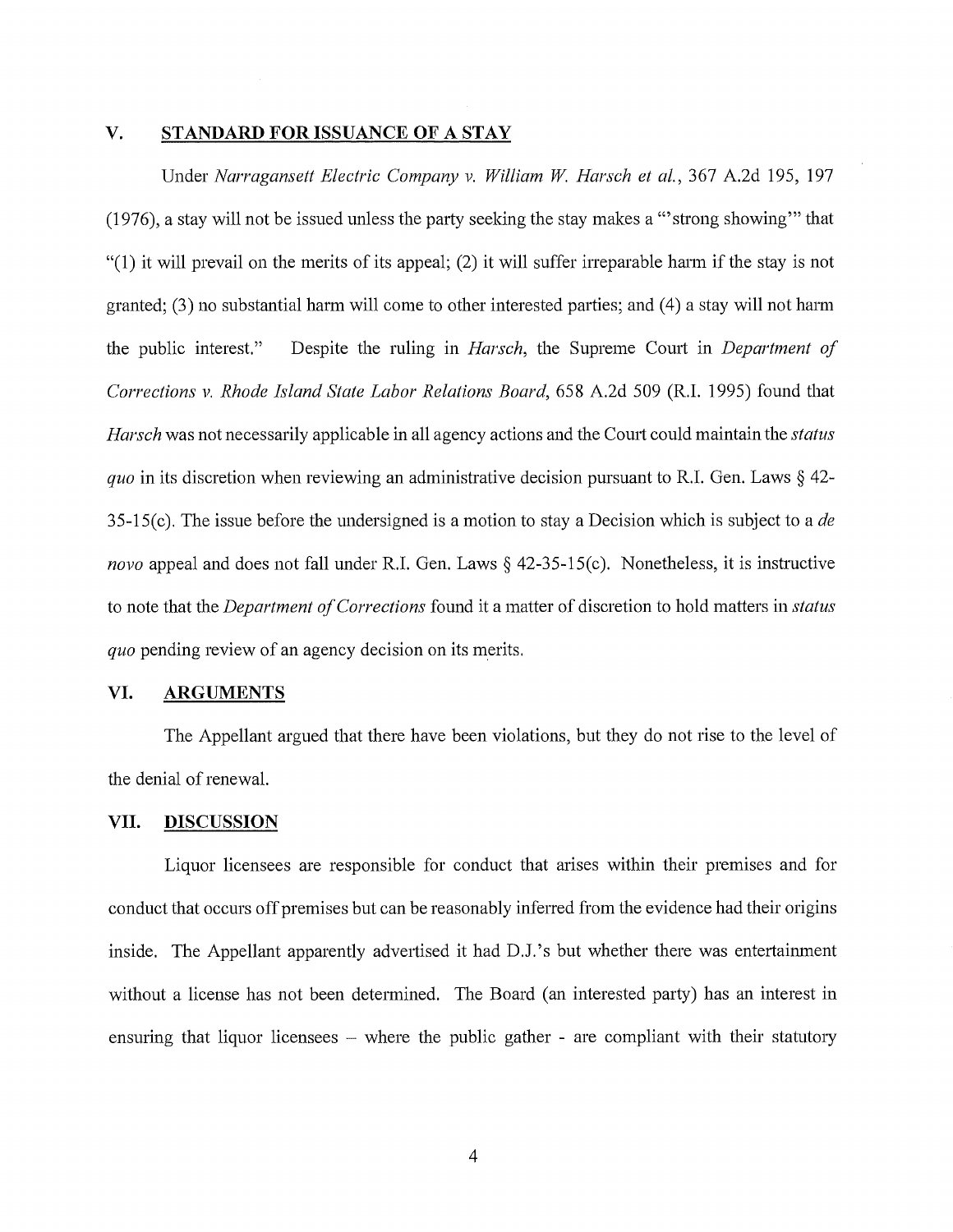## V. STANDARD FOR ISSUANCE OF A STAY

Under *Narragansett Electric Company v. William W. Harsch et al.*, 367 A.2d 195, 197 (1976), a stay will not be issued unless the party seeking the stay makes a "'strong showing'" that "(1) it will prevail on the merits of its appeal; (2) it will suffer irreparable harm if the stay is not granted; (3) no substantial harm will come to other interested parties; and (4) a stay will not harm the public interest." Despite the ruling in *Harsch*, the Supreme Court in *Department of Corrections v. Rhode Island State Labor Relations Board*, 658 A.2d 509 (R.I. 1995) found that *Harsch* was not necessarily applicable in all agency actions and the Court could maintain the *status quo* in its discretion when reviewing an administrative decision pursuant to R.I. Gen. Laws § 42-35-15(c). The issue before the undersigned is a motion to stay a Decision which is subject to a *de novo* appeal and does not fall under R.I. Gen. Laws § 42-35-15(c). Nonetheless, it is instructive to note that the *Department of Corrections* found it a matter of discretion to hold matters in *status quo* pending review of an agency decision on its merits.

## VI. ARGUMENTS

The Appellant argued that there have been violations, but they do not rise to the level of the denial of renewal.

## VII. DISCUSSION

Liquor licensees are responsible for conduct that arises within their premises and for conduct that occurs off premises but can be reasonably inferred from the evidence had their origins inside. The Appellant apparently advertised it had D.J.'s but whether there was entertainment without a license has not been determined. The Board (an interested party) has an interest in ensuring that liquor licensees – where the public gather - are compliant with their statutory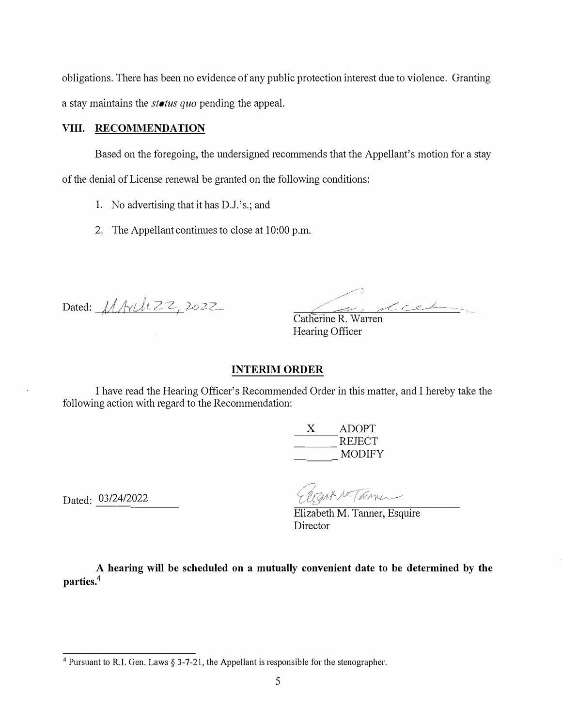obligations. There has been no evidence of any public protection interest due to violence. Granting a stay maintains the *status quo* pending the appeal.

## VIII. RECOMMENDATION

Based on the foregoing, the undersigned recommends that the Appellant's motion for a stay of the denial of License renewal be granted on the following conditions:

1. No advertising that it has D.J.'s.; and
2. The Appellant continues to close at 10:00 p.m.

Dated: March 22, 2022

Catherine R. Warren
Hearing Officer

## INTERIM ORDER

I have read the Hearing Officer's Recommended Order in this matter, and I hereby take the following action with regard to the Recommendation:

__X__ ADOPT
_______ REJECT
_______ MODIFY

Dated: 03/24/2022

Elizabeth M. Tanner, Esquire
Director

**A hearing will be scheduled on a mutually convenient date to be determined by the parties.**[4]

[4] Pursuant to R.I. Gen. Laws § 3-7-21, the Appellant is responsible for the stenographer.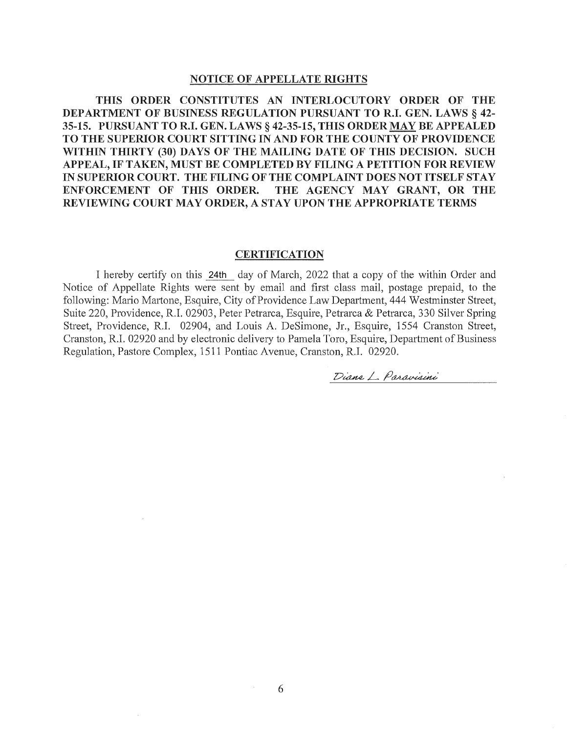## NOTICE OF APPELLATE RIGHTS

**THIS ORDER CONSTITUTES AN INTERLOCUTORY ORDER OF THE DEPARTMENT OF BUSINESS REGULATION PURSUANT TO R.I. GEN. LAWS § 42-35-15. PURSUANT TO R.I. GEN. LAWS § 42-35-15, THIS ORDER MAY BE APPEALED TO THE SUPERIOR COURT SITTING IN AND FOR THE COUNTY OF PROVIDENCE WITHIN THIRTY (30) DAYS OF THE MAILING DATE OF THIS DECISION. SUCH APPEAL, IF TAKEN, MUST BE COMPLETED BY FILING A PETITION FOR REVIEW IN SUPERIOR COURT. THE FILING OF THE COMPLAINT DOES NOT ITSELF STAY ENFORCEMENT OF THIS ORDER. THE AGENCY MAY GRANT, OR THE REVIEWING COURT MAY ORDER, A STAY UPON THE APPROPRIATE TERMS**

## CERTIFICATION

I hereby certify on this 24th day of March, 2022 that a copy of the within Order and Notice of Appellate Rights were sent by email and first class mail, postage prepaid, to the following: Mario Martone, Esquire, City of Providence Law Department, 444 Westminster Street, Suite 220, Providence, R.I. 02903, Peter Petrarca, Esquire, Petrarca & Petrarca, 330 Silver Spring Street, Providence, R.I. 02904, and Louis A. DeSimone, Jr., Esquire, 1554 Cranston Street, Cranston, R.I. 02920 and by electronic delivery to Pamela Toro, Esquire, Department of Business Regulation, Pastore Complex, 1511 Pontiac Avenue, Cranston, R.I. 02920.

*Diane L. Paravisini*